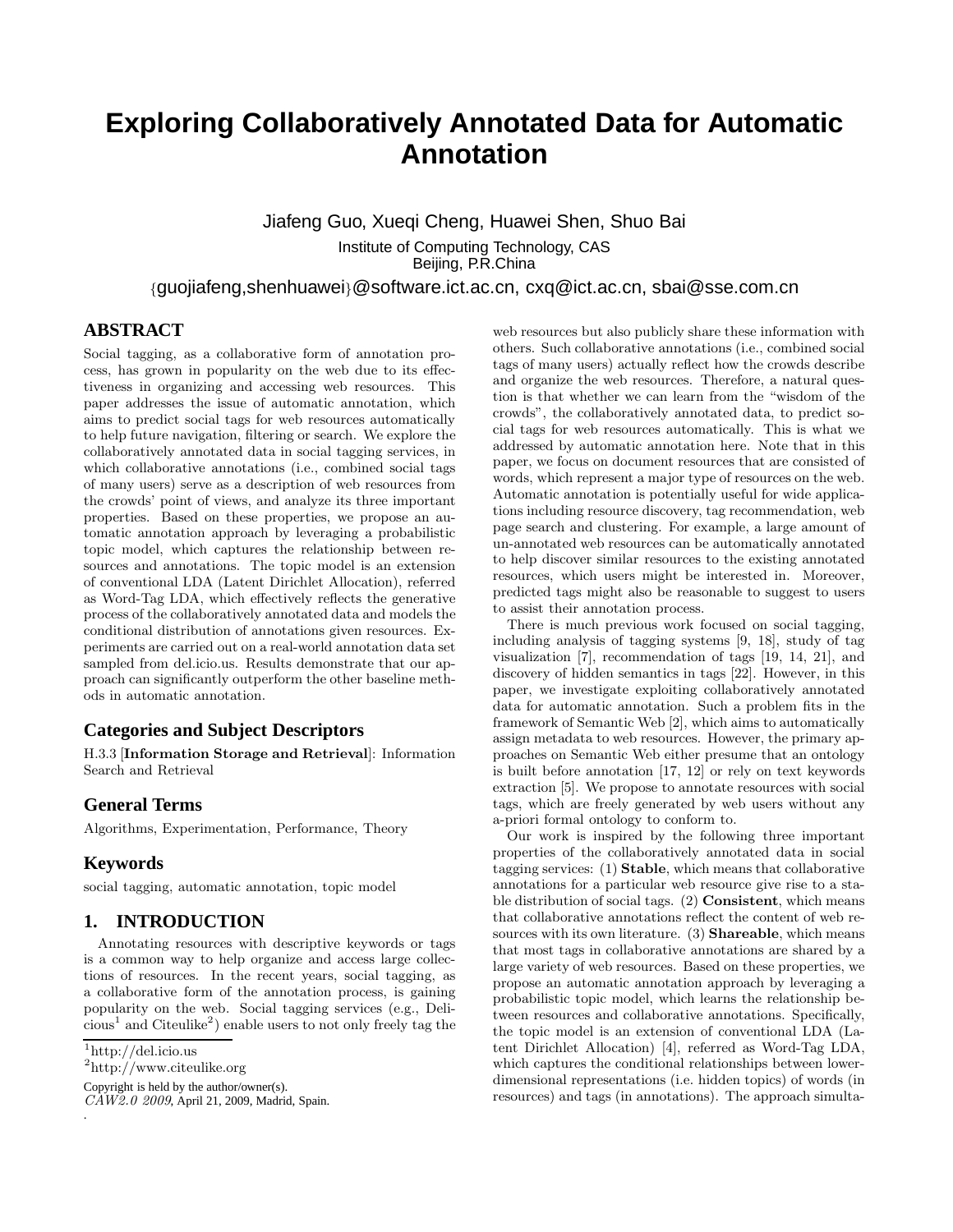# Exploring Collaboratively Annotated Data for Automatic Annotation

Jiafeng Guo, Xueqi Cheng, Huawei Shen, Shuo Bai

Institute of Computing Technology, CAS
Beijing, P.R.China

{guojiafeng,shenhuawei}@software.ict.ac.cn, cxq@ict.ac.cn, sbai@sse.com.cn

## ABSTRACT

Social tagging, as a collaborative form of annotation process, has grown in popularity on the web due to its effectiveness in organizing and accessing web resources. This paper addresses the issue of automatic annotation, which aims to predict social tags for web resources automatically to help future navigation, filtering or search. We explore the collaboratively annotated data in social tagging services, in which collaborative annotations (i.e., combined social tags of many users) serve as a description of web resources from the crowds' point of views, and analyze its three important properties. Based on these properties, we propose an automatic annotation approach by leveraging a probabilistic topic model, which captures the relationship between resources and annotations. The topic model is an extension of conventional LDA (Latent Dirichlet Allocation), referred as Word-Tag LDA, which effectively reflects the generative process of the collaboratively annotated data and models the conditional distribution of annotations given resources. Experiments are carried out on a real-world annotation data set sampled from del.icio.us. Results demonstrate that our approach can significantly outperform the other baseline methods in automatic annotation.

## Categories and Subject Descriptors

H.3.3 [**Information Storage and Retrieval**]: Information Search and Retrieval

## General Terms

Algorithms, Experimentation, Performance, Theory

## Keywords

social tagging, automatic annotation, topic model

## 1. INTRODUCTION

Annotating resources with descriptive keywords or tags is a common way to help organize and access large collections of resources. In the recent years, social tagging, as a collaborative form of the annotation process, is gaining popularity on the web. Social tagging services (e.g., Delicious[1] and Citeulike[2]) enable users to not only freely tag the web resources but also publicly share these information with others. Such collaborative annotations (i.e., combined social tags of many users) actually reflect how the crowds describe and organize the web resources. Therefore, a natural question is that whether we can learn from the "wisdom of the crowds", the collaboratively annotated data, to predict social tags for web resources automatically. This is what we addressed by automatic annotation here. Note that in this paper, we focus on document resources that are consisted of words, which represent a major type of resources on the web. Automatic annotation is potentially useful for wide applications including resource discovery, tag recommendation, web page search and clustering. For example, a large amount of un-annotated web resources can be automatically annotated to help discover similar resources to the existing annotated resources, which users might be interested in. Moreover, predicted tags might also be reasonable to suggest to users to assist their annotation process.

There is much previous work focused on social tagging, including analysis of tagging systems [9, 18], study of tag visualization [7], recommendation of tags [19, 14, 21], and discovery of hidden semantics in tags [22]. However, in this paper, we investigate exploiting collaboratively annotated data for automatic annotation. Such a problem fits in the framework of Semantic Web [2], which aims to automatically assign metadata to web resources. However, the primary approaches on Semantic Web either presume that an ontology is built before annotation [17, 12] or rely on text keywords extraction [5]. We propose to annotate resources with social tags, which are freely generated by web users without any a-priori formal ontology to conform to.

Our work is inspired by the following three important properties of the collaboratively annotated data in social tagging services: (1) **Stable**, which means that collaborative annotations for a particular web resource give rise to a stable distribution of social tags. (2) **Consistent**, which means that collaborative annotations reflect the content of web resources with its own literature. (3) **Shareable**, which means that most tags in collaborative annotations are shared by a large variety of web resources. Based on these properties, we propose an automatic annotation approach by leveraging a probabilistic topic model, which learns the relationship between resources and collaborative annotations. Specifically, the topic model is an extension of conventional LDA (Latent Dirichlet Allocation) [4], referred as Word-Tag LDA, which captures the conditional relationships between lower-dimensional representations (i.e. hidden topics) of words (in resources) and tags (in annotations). The approach simulta-

[1] http://del.icio.us

[2] http://www.citeulike.org

Copyright is held by the author/owner(s).
*CAW2.0 2009*, April 21, 2009, Madrid, Spain.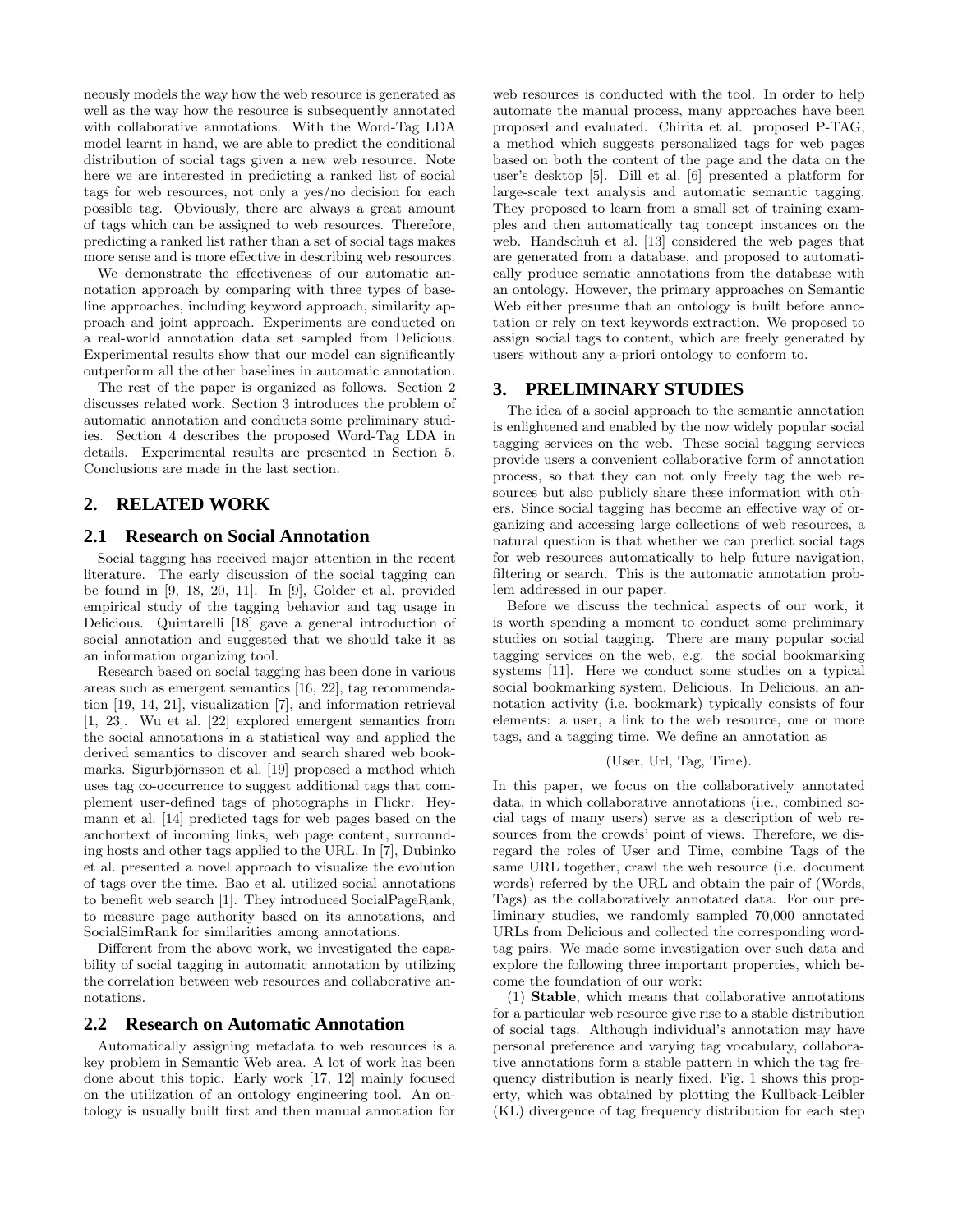neously models the way how the web resource is generated as well as the way how the resource is subsequently annotated with collaborative annotations. With the Word-Tag LDA model learnt in hand, we are able to predict the conditional distribution of social tags given a new web resource. Note here we are interested in predicting a ranked list of social tags for web resources, not only a yes/no decision for each possible tag. Obviously, there are always a great amount of tags which can be assigned to web resources. Therefore, predicting a ranked list rather than a set of social tags makes more sense and is more effective in describing web resources.

We demonstrate the effectiveness of our automatic annotation approach by comparing with three types of baseline approaches, including keyword approach, similarity approach and joint approach. Experiments are conducted on a real-world annotation data set sampled from Delicious. Experimental results show that our model can significantly outperform all the other baselines in automatic annotation.

The rest of the paper is organized as follows. Section 2 discusses related work. Section 3 introduces the problem of automatic annotation and conducts some preliminary studies. Section 4 describes the proposed Word-Tag LDA in details. Experimental results are presented in Section 5. Conclusions are made in the last section.

## 2. RELATED WORK

### 2.1 Research on Social Annotation

Social tagging has received major attention in the recent literature. The early discussion of the social tagging can be found in [9, 18, 20, 11]. In [9], Golder et al. provided empirical study of the tagging behavior and tag usage in Delicious. Quintarelli [18] gave a general introduction of social annotation and suggested that we should take it as an information organizing tool.

Research based on social tagging has been done in various areas such as emergent semantics [16, 22], tag recommendation [19, 14, 21], visualization [7], and information retrieval [1, 23]. Wu et al. [22] explored emergent semantics from the social annotations in a statistical way and applied the derived semantics to discover and search shared web bookmarks. Sigurbjörnsson et al. [19] proposed a method which uses tag co-occurrence to suggest additional tags that complement user-defined tags of photographs in Flickr. Heymann et al. [14] predicted tags for web pages based on the anchortext of incoming links, web page content, surrounding hosts and other tags applied to the URL. In [7], Dubinko et al. presented a novel approach to visualize the evolution of tags over the time. Bao et al. utilized social annotations to benefit web search [1]. They introduced SocialPageRank, to measure page authority based on its annotations, and SocialSimRank for similarities among annotations.

Different from the above work, we investigated the capability of social tagging in automatic annotation by utilizing the correlation between web resources and collaborative annotations.

### 2.2 Research on Automatic Annotation

Automatically assigning metadata to web resources is a key problem in Semantic Web area. A lot of work has been done about this topic. Early work [17, 12] mainly focused on the utilization of an ontology engineering tool. An ontology is usually built first and then manual annotation for web resources is conducted with the tool. In order to help automate the manual process, many approaches have been proposed and evaluated. Chirita et al. proposed P-TAG, a method which suggests personalized tags for web pages based on both the content of the page and the data on the user's desktop [5]. Dill et al. [6] presented a platform for large-scale text analysis and automatic semantic tagging. They proposed to learn from a small set of training examples and then automatically tag concept instances on the web. Handschuh et al. [13] considered the web pages that are generated from a database, and proposed to automatically produce sematic annotations from the database with an ontology. However, the primary approaches on Semantic Web either presume that an ontology is built before annotation or rely on text keywords extraction. We proposed to assign social tags to content, which are freely generated by users without any a-priori ontology to conform to.

## 3. PRELIMINARY STUDIES

The idea of a social approach to the semantic annotation is enlightened and enabled by the now widely popular social tagging services on the web. These social tagging services provide users a convenient collaborative form of annotation process, so that they can not only freely tag the web resources but also publicly share these information with others. Since social tagging has become an effective way of organizing and accessing large collections of web resources, a natural question is that whether we can predict social tags for web resources automatically to help future navigation, filtering or search. This is the automatic annotation problem addressed in our paper.

Before we discuss the technical aspects of our work, it is worth spending a moment to conduct some preliminary studies on social tagging. There are many popular social tagging services on the web, e.g. the social bookmarking systems [11]. Here we conduct some studies on a typical social bookmarking system, Delicious. In Delicious, an annotation activity (i.e. bookmark) typically consists of four elements: a user, a link to the web resource, one or more tags, and a tagging time. We define an annotation as

$$(\text{User}, \text{Url}, \text{Tag}, \text{Time}).$$

In this paper, we focus on the collaboratively annotated data, in which collaborative annotations (i.e., combined social tags of many users) serve as a description of web resources from the crowds' point of views. Therefore, we disregard the roles of User and Time, combine Tags of the same URL together, crawl the web resource (i.e. document words) referred by the URL and obtain the pair of (Words, Tags) as the collaboratively annotated data. For our preliminary studies, we randomly sampled 70,000 annotated URLs from Delicious and collected the corresponding word-tag pairs. We made some investigation over such data and explore the following three important properties, which become the foundation of our work:

(1) **Stable**, which means that collaborative annotations for a particular web resource give rise to a stable distribution of social tags. Although individual's annotation may have personal preference and varying tag vocabulary, collaborative annotations form a stable pattern in which the tag frequency distribution is nearly fixed. Fig. 1 shows this property, which was obtained by plotting the Kullback-Leibler (KL) divergence of tag frequency distribution for each step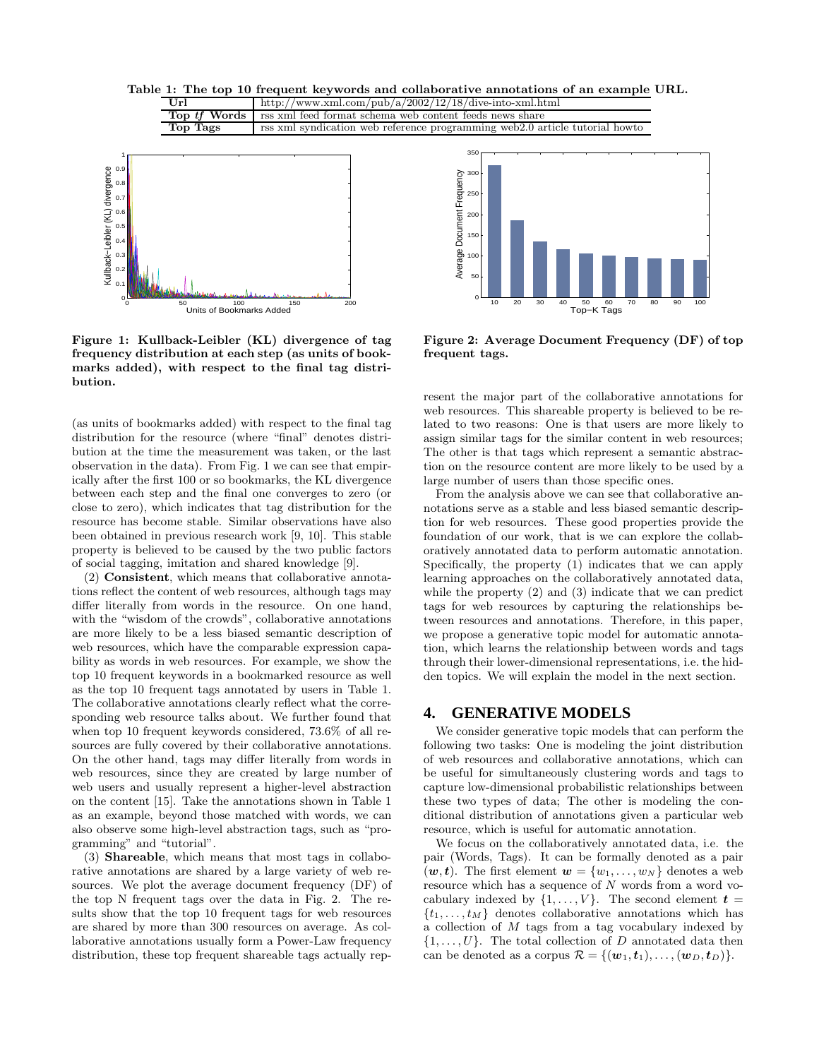**Table 1: The top 10 frequent keywords and collaborative annotations of an example URL.**

| Url | http://www.xml.com/pub/a/2002/12/18/dive-into-xml.html |
|---|---|
| **Top *tf* Words** | rss xml feed format schema web content feeds news share |
| **Top Tags** | rss xml syndication web reference programming web2.0 article tutorial howto |

**Figure 1: Kullback-Leibler (KL) divergence of tag frequency distribution at each step (as units of bookmarks added), with respect to the final tag distribution.**

**Figure 2: Average Document Frequency (DF) of top frequent tags.**

(as units of bookmarks added) with respect to the final tag distribution for the resource (where "final" denotes distribution at the time the measurement was taken, or the last observation in the data). From Fig. 1 we can see that empirically after the first 100 or so bookmarks, the KL divergence between each step and the final one converges to zero (or close to zero), which indicates that tag distribution for the resource has become stable. Similar observations have also been obtained in previous research work [9, 10]. This stable property is believed to be caused by the two public factors of social tagging, imitation and shared knowledge [9].

(2) **Consistent**, which means that collaborative annotations reflect the content of web resources, although tags may differ literally from words in the resource. On one hand, with the "wisdom of the crowds", collaborative annotations are more likely to be a less biased semantic description of web resources, which have the comparable expression capability as words in web resources. For example, we show the top 10 frequent keywords in a bookmarked resource as well as the top 10 frequent tags annotated by users in Table 1. The collaborative annotations clearly reflect what the corresponding web resource talks about. We further found that when top 10 frequent keywords considered, 73.6% of all resources are fully covered by their collaborative annotations. On the other hand, tags may differ literally from words in web resources, since they are created by large number of web users and usually represent a higher-level abstraction on the content [15]. Take the annotations shown in Table 1 as an example, beyond those matched with words, we can also observe some high-level abstraction tags, such as "programming" and "tutorial".

(3) **Shareable**, which means that most tags in collaborative annotations are shared by a large variety of web resources. We plot the average document frequency (DF) of the top N frequent tags over the data in Fig. 2. The results show that the top 10 frequent tags for web resources are shared by more than 300 resources on average. As collaborative annotations usually form a Power-Law frequency distribution, these top frequent shareable tags actually represent the major part of the collaborative annotations for web resources. This shareable property is believed to be related to two reasons: One is that users are more likely to assign similar tags for the similar content in web resources; The other is that tags which represent a semantic abstraction on the resource content are more likely to be used by a large number of users than those specific ones.

From the analysis above we can see that collaborative annotations serve as a stable and less biased semantic description for web resources. These good properties provide the foundation of our work, that is we can explore the collaboratively annotated data to perform automatic annotation. Specifically, the property (1) indicates that we can apply learning approaches on the collaboratively annotated data, while the property (2) and (3) indicate that we can predict tags for web resources by capturing the relationships between resources and annotations. Therefore, in this paper, we propose a generative topic model for automatic annotation, which learns the relationship between words and tags through their lower-dimensional representations, i.e. the hidden topics. We will explain the model in the next section.

# 4. GENERATIVE MODELS

We consider generative topic models that can perform the following two tasks: One is modeling the joint distribution of web resources and collaborative annotations, which can be useful for simultaneously clustering words and tags to capture low-dimensional probabilistic relationships between these two types of data; The other is modeling the conditional distribution of annotations given a particular web resource, which is useful for automatic annotation.

We focus on the collaboratively annotated data, i.e. the pair (Words, Tags). It can be formally denoted as a pair $(\boldsymbol{w}, \boldsymbol{t})$. The first element $\boldsymbol{w} = \{w_1, \ldots, w_N\}$ denotes a web resource which has a sequence of $N$ words from a word vocabulary indexed by $\{1, \ldots, V\}$. The second element $\boldsymbol{t} = \{t_1, \ldots, t_M\}$ denotes collaborative annotations which has a collection of $M$ tags from a tag vocabulary indexed by $\{1, \ldots, U\}$. The total collection of $D$ annotated data then can be denoted as a corpus $\mathcal{R} = \{(\boldsymbol{w}_1, \boldsymbol{t}_1), \ldots, (\boldsymbol{w}_D, \boldsymbol{t}_D)\}$.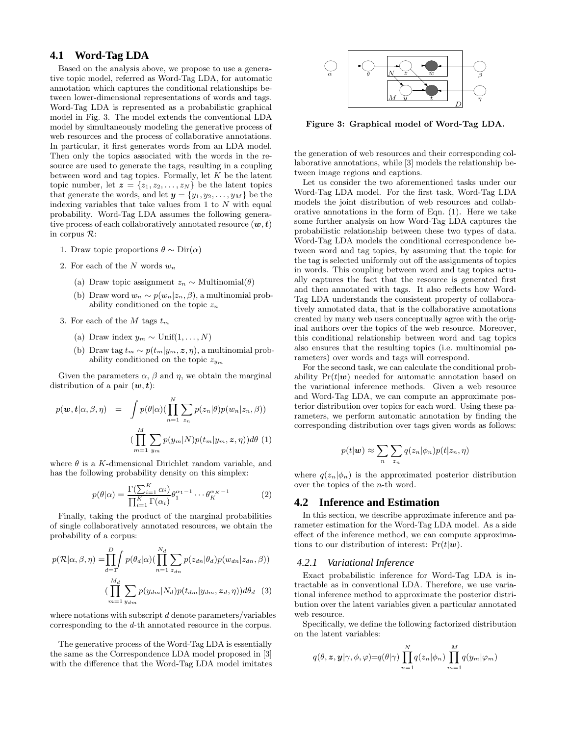## 4.1 Word-Tag LDA

Based on the analysis above, we propose to use a generative topic model, referred as Word-Tag LDA, for automatic annotation which captures the conditional relationships between lower-dimensional representations of words and tags. Word-Tag LDA is represented as a probabilistic graphical model in Fig. 3. The model extends the conventional LDA model by simultaneously modeling the generative process of web resources and the process of collaborative annotations. In particular, it first generates words from an LDA model. Then only the topics associated with the words in the resource are used to generate the tags, resulting in a coupling between word and tag topics. Formally, let $K$ be the latent topic number, let $\boldsymbol{z} = \{z_1, z_2, \ldots, z_N\}$ be the latent topics that generate the words, and let $\boldsymbol{y} = \{y_1, y_2, \ldots, y_M\}$ be the indexing variables that take values from 1 to $N$ with equal probability. Word-Tag LDA assumes the following generative process of each collaboratively annotated resource $(\boldsymbol{w}, \boldsymbol{t})$ in corpus $\mathcal{R}$:

1. Draw topic proportions $\theta \sim \mathrm{Dir}(\alpha)$
2. For each of the $N$ words $w_n$
   (a) Draw topic assignment $z_n \sim \mathrm{Multinomial}(\theta)$
   (b) Draw word $w_n \sim p(w_n|z_n, \beta)$, a multinomial probability conditioned on the topic $z_n$
3. For each of the $M$ tags $t_m$
   (a) Draw index $y_m \sim \mathrm{Unif}(1, \ldots, N)$
   (b) Draw tag $t_m \sim p(t_m|y_m, \boldsymbol{z}, \eta)$, a multinomial probability conditioned on the topic $z_{y_m}$

Given the parameters $\alpha$, $\beta$ and $\eta$, we obtain the marginal distribution of a pair $(\boldsymbol{w}, \boldsymbol{t})$:

$$p(\boldsymbol{w}, \boldsymbol{t}|\alpha, \beta, \eta) = \int p(\theta|\alpha)(\prod_{n=1}^{N} \sum_{z_n} p(z_n|\theta)p(w_n|z_n, \beta)) (\prod_{m=1}^{M} \sum_{y_m} p(y_m|N)p(t_m|y_m, \boldsymbol{z}, \eta))d\theta \quad (1)$$

where $\theta$ is a $K$-dimensional Dirichlet random variable, and has the following probability density on this simplex:

$$p(\theta|\alpha) = \frac{\Gamma(\sum_{i=1}^{K} \alpha_i)}{\prod_{i=1}^{K} \Gamma(\alpha_i)} \theta_1^{\alpha_1 - 1} \cdots \theta_K^{\alpha_K - 1} \quad (2)$$

Finally, taking the product of the marginal probabilities of single collaboratively annotated resources, we obtain the probability of a corpus:

$$p(\mathcal{R}|\alpha, \beta, \eta) = \prod_{d=1}^{D} \int p(\theta_d|\alpha)(\prod_{n=1}^{N_d} \sum_{z_{dn}} p(z_{dn}|\theta_d)p(w_{dn}|z_{dn}, \beta)) (\prod_{m=1}^{M_d} \sum_{y_{dm}} p(y_{dm}|N_d)p(t_{dm}|y_{dm}, \boldsymbol{z}_d, \eta))d\theta_d \quad (3)$$

where notations with subscript $d$ denote parameters/variables corresponding to the $d$-th annotated resource in the corpus.

The generative process of the Word-Tag LDA is essentially the same as the Correspondence LDA model proposed in [3] with the difference that the Word-Tag LDA model imitates the generation of web resources and their corresponding collaborative annotations, while [3] models the relationship between image regions and captions.

**Figure 3: Graphical model of Word-Tag LDA.**

Let us consider the two aforementioned tasks under our Word-Tag LDA model. For the first task, Word-Tag LDA models the joint distribution of web resources and collaborative annotations in the form of Eqn. (1). Here we take some further analysis on how Word-Tag LDA captures the probabilistic relationship between these two types of data. Word-Tag LDA models the conditional correspondence between word and tag topics, by assuming that the topic for the tag is selected uniformly out off the assignments of topics in words. This coupling between word and tag topics actually captures the fact that the resource is generated first and then annotated with tags. It also reflects how Word-Tag LDA understands the consistent property of collaboratively annotated data, that is the collaborative annotations created by many web users conceptually agree with the original authors over the topics of the web resource. Moreover, this conditional relationship between word and tag topics also ensures that the resulting topics (i.e. multinomial parameters) over words and tags will correspond.

For the second task, we can calculate the conditional probability $\Pr(t|\boldsymbol{w})$ needed for automatic annotation based on the variational inference methods. Given a web resource and Word-Tag LDA, we can compute an approximate posterior distribution over topics for each word. Using these parameters, we perform automatic annotation by finding the corresponding distribution over tags given words as follows:

$$p(t|\boldsymbol{w}) \approx \sum_{n} \sum_{z_n} q(z_n|\phi_n)p(t|z_n, \eta)$$

where $q(z_n|\phi_n)$ is the approximated posterior distribution over the topics of the $n$-th word.

## 4.2 Inference and Estimation

In this section, we describe approximate inference and parameter estimation for the Word-Tag LDA model. As a side effect of the inference method, we can compute approximations to our distribution of interest: $\Pr(t|\boldsymbol{w})$.

### 4.2.1 Variational Inference

Exact probabilistic inference for Word-Tag LDA is intractable as in conventional LDA. Therefore, we use variational inference method to approximate the posterior distribution over the latent variables given a particular annotated web resource.

Specifically, we define the following factorized distribution on the latent variables:

$$q(\theta, \boldsymbol{z}, \boldsymbol{y}|\gamma, \phi, \varphi) = q(\theta|\gamma) \prod_{n=1}^{N} q(z_n|\phi_n) \prod_{m=1}^{M} q(y_m|\varphi_m)$$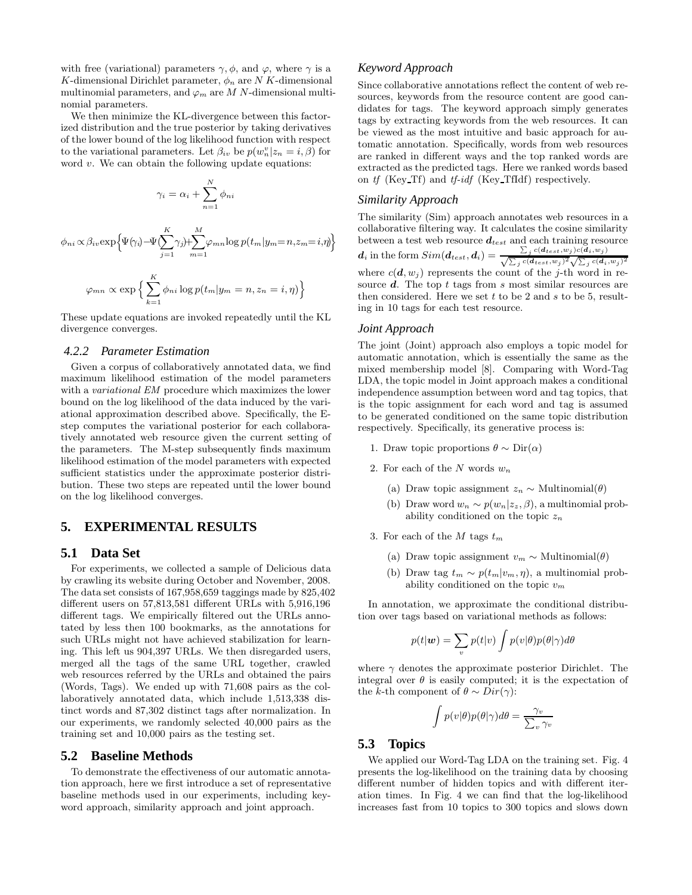with free (variational) parameters $\gamma, \phi$, and $\varphi$, where $\gamma$ is a $K$-dimensional Dirichlet parameter, $\phi_n$ are $N$ $K$-dimensional multinomial parameters, and $\varphi_m$ are $M$ $N$-dimensional multinomial parameters.

We then minimize the KL-divergence between this factorized distribution and the true posterior by taking derivatives of the lower bound of the log likelihood function with respect to the variational parameters. Let $\beta_{iv}$ be $p(w_n^v|z_n = i, \beta)$ for word $v$. We can obtain the following update equations:

$$\gamma_i = \alpha_i + \sum_{n=1}^{N} \phi_{ni}$$

$$\phi_{ni} \propto \beta_{iv} \exp\Big\{\Psi(\gamma_i) - \Psi(\sum_{j=1}^{K}\gamma_j) + \sum_{m=1}^{M} \varphi_{mn} \log p(t_m|y_m = n, z_m = i, \eta)\Big\}$$

$$\varphi_{mn} \propto \exp\Big\{\sum_{k=1}^{K} \phi_{ni} \log p(t_m|y_m = n, z_n = i, \eta)\Big\}$$

These update equations are invoked repeatedly until the KL divergence converges.

### 4.2.2 Parameter Estimation

Given a corpus of collaboratively annotated data, we find maximum likelihood estimation of the model parameters with a *variational EM* procedure which maximizes the lower bound on the log likelihood of the data induced by the variational approximation described above. Specifically, the E-step computes the variational posterior for each collaboratively annotated web resource given the current setting of the parameters. The M-step subsequently finds maximum likelihood estimation of the model parameters with expected sufficient statistics under the approximate posterior distribution. These two steps are repeated until the lower bound on the log likelihood converges.

## 5. EXPERIMENTAL RESULTS

### 5.1 Data Set

For experiments, we collected a sample of Delicious data by crawling its website during October and November, 2008. The data set consists of 167,958,659 taggings made by 825,402 different users on 57,813,581 different URLs with 5,916,196 different tags. We empirically filtered out the URLs annotated by less then 100 bookmarks, as the annotations for such URLs might not have achieved stabilization for learning. This left us 904,397 URLs. We then disregarded users, merged all the tags of the same URL together, crawled web resources referred by the URLs and obtained the pairs (Words, Tags). We ended up with 71,608 pairs as the collaboratively annotated data, which include 1,513,338 distinct words and 87,302 distinct tags after normalization. In our experiments, we randomly selected 40,000 pairs as the training set and 10,000 pairs as the testing set.

### 5.2 Baseline Methods

To demonstrate the effectiveness of our automatic annotation approach, here we first introduce a set of representative baseline methods used in our experiments, including keyword approach, similarity approach and joint approach.

#### Keyword Approach

Since collaborative annotations reflect the content of web resources, keywords from the resource content are good candidates for tags. The keyword approach simply generates tags by extracting keywords from the web resources. It can be viewed as the most intuitive and basic approach for automatic annotation. Specifically, words from web resources are ranked in different ways and the top ranked words are extracted as the predicted tags. Here we ranked words based on *tf* (Key_Tf) and *tf-idf* (Key_TfIdf) respectively.

#### Similarity Approach

The similarity (Sim) approach annotates web resources in a collaborative filtering way. It calculates the cosine similarity between a test web resource $\boldsymbol{d}_{test}$ and each training resource $\boldsymbol{d}_i$ in the form $Sim(\boldsymbol{d}_{test}, \boldsymbol{d}_i) = \frac{\sum_j c(\boldsymbol{d}_{test}, w_j) c(\boldsymbol{d}_i, w_j)}{\sqrt{\sum_j c(\boldsymbol{d}_{test}, w_j)^2}\sqrt{\sum_j c(\boldsymbol{d}_i, w_j)^2}}$ where $c(\boldsymbol{d}, w_j)$ represents the count of the $j$-th word in resource $\boldsymbol{d}$. The top $t$ tags from $s$ most similar resources are then considered. Here we set $t$ to be 2 and $s$ to be 5, resulting in 10 tags for each test resource.

#### Joint Approach

The joint (Joint) approach also employs a topic model for automatic annotation, which is essentially the same as the mixed membership model [8]. Comparing with Word-Tag LDA, the topic model in Joint approach makes a conditional independence assumption between word and tag topics, that is the topic assignment for each word and tag is assumed to be generated conditioned on the same topic distribution respectively. Specifically, its generative process is:

1. Draw topic proportions $\theta \sim \text{Dir}(\alpha)$
2. For each of the $N$ words $w_n$
   - (a) Draw topic assignment $z_n \sim \text{Multinomial}(\theta)$
   - (b) Draw word $w_n \sim p(w_n|z_z, \beta)$, a multinomial probability conditioned on the topic $z_n$
3. For each of the $M$ tags $t_m$
   - (a) Draw topic assignment $v_m \sim \text{Multinomial}(\theta)$
   - (b) Draw tag $t_m \sim p(t_m|v_m, \eta)$, a multinomial probability conditioned on the topic $v_m$

In annotation, we approximate the conditional distribution over tags based on variational methods as follows:

$$p(t|\boldsymbol{w}) = \sum_{v} p(t|v) \int p(v|\theta) p(\theta|\gamma) d\theta$$

where $\gamma$ denotes the approximate posterior Dirichlet. The integral over $\theta$ is easily computed; it is the expectation of the $k$-th component of $\theta \sim Dir(\gamma)$:

$$\int p(v|\theta) p(\theta|\gamma) d\theta = \frac{\gamma_v}{\sum_v \gamma_v}$$

### 5.3 Topics

We applied our Word-Tag LDA on the training set. Fig. 4 presents the log-likelihood on the training data by choosing different number of hidden topics and with different iteration times. In Fig. 4 we can find that the log-likelihood increases fast from 10 topics to 300 topics and slows down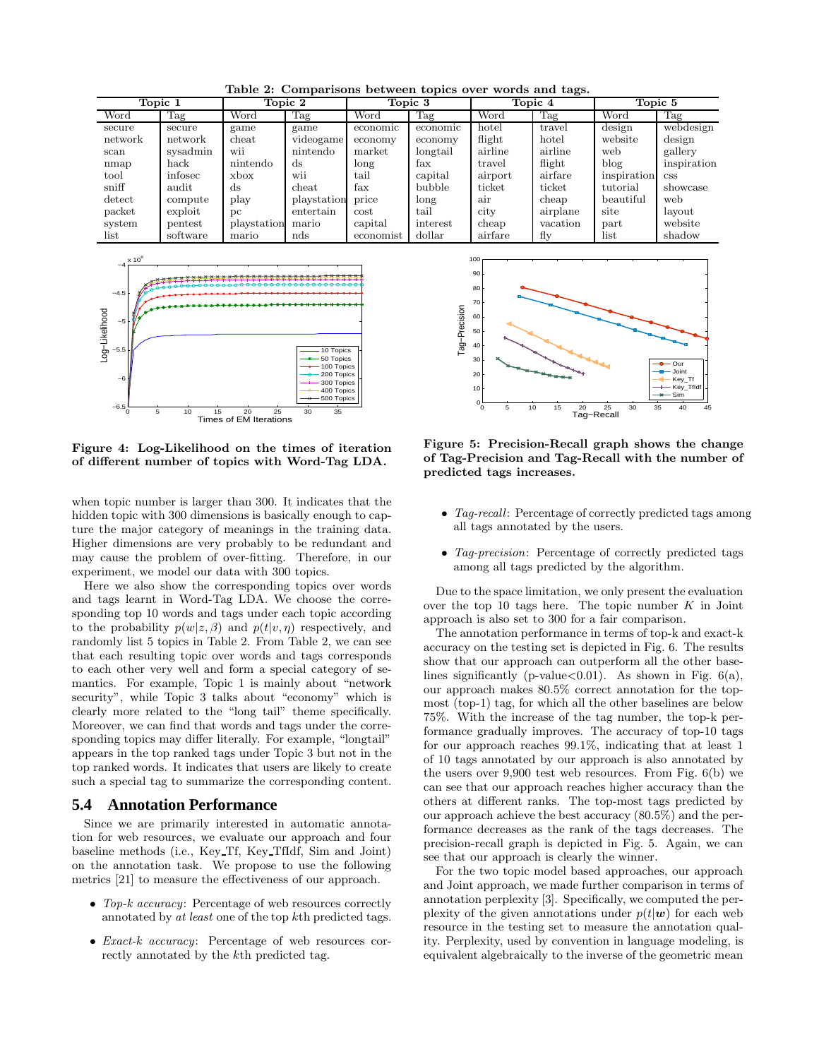**Table 2: Comparisons between topics over words and tags.**

| Topic 1 | | Topic 2 | | Topic 3 | | Topic 4 | | Topic 5 | |
|---|---|---|---|---|---|---|---|---|---|
| Word | Tag | Word | Tag | Word | Tag | Word | Tag | Word | Tag |
| secure | secure | game | game | economic | economic | hotel | travel | design | webdesign |
| network | network | cheat | videogame | economy | economy | flight | hotel | website | design |
| scan | sysadmin | wii | nintendo | market | longtail | airline | airline | web | gallery |
| nmap | hack | nintendo | ds | long | fax | travel | flight | blog | inspiration |
| tool | infosec | xbox | wii | tail | capital | airport | airfare | inspiration | css |
| sniff | audit | ds | cheat | fax | bubble | ticket | ticket | tutorial | showcase |
| detect | compute | play | playstation | price | long | air | cheap | beautiful | web |
| packet | exploit | pc | entertain | cost | tail | city | airplane | site | layout |
| system | pentest | playstation | mario | capital | interest | cheap | vacation | part | website |
| list | software | mario | nds | economist | dollar | airfare | fly | list | shadow |

**Figure 4: Log-Likelihood on the times of iteration of different number of topics with Word-Tag LDA.**

**Figure 5: Precision-Recall graph shows the change of Tag-Precision and Tag-Recall with the number of predicted tags increases.**

when topic number is larger than 300. It indicates that the hidden topic with 300 dimensions is basically enough to capture the major category of meanings in the training data. Higher dimensions are very probably to be redundant and may cause the problem of over-fitting. Therefore, in our experiment, we model our data with 300 topics.

Here we also show the corresponding topics over words and tags learnt in Word-Tag LDA. We choose the corresponding top 10 words and tags under each topic according to the probability $p(w|z, \beta)$ and $p(t|v, \eta)$ respectively, and randomly list 5 topics in Table 2. From Table 2, we can see that each resulting topic over words and tags corresponds to each other very well and form a special category of semantics. For example, Topic 1 is mainly about "network security", while Topic 3 talks about "economy" which is clearly more related to the "long tail" theme specifically. Moreover, we can find that words and tags under the corresponding topics may differ literally. For example, "longtail" appears in the top ranked tags under Topic 3 but not in the top ranked words. It indicates that users are likely to create such a special tag to summarize the corresponding content.

## 5.4 Annotation Performance

Since we are primarily interested in automatic annotation for web resources, we evaluate our approach and four baseline methods (i.e., Key_Tf, Key_TfIdf, Sim and Joint) on the annotation task. We propose to use the following metrics [21] to measure the effectiveness of our approach.

- *Top-k accuracy*: Percentage of web resources correctly annotated by *at least* one of the top $k$th predicted tags.
- *Exact-k accuracy*: Percentage of web resources correctly annotated by the $k$th predicted tag.
- *Tag-recall*: Percentage of correctly predicted tags among all tags annotated by the users.
- *Tag-precision*: Percentage of correctly predicted tags among all tags predicted by the algorithm.

Due to the space limitation, we only present the evaluation over the top 10 tags here. The topic number $K$ in Joint approach is also set to 300 for a fair comparison.

The annotation performance in terms of top-k and exact-k accuracy on the testing set is depicted in Fig. 6. The results show that our approach can outperform all the other baselines significantly (p-value<0.01). As shown in Fig. 6(a), our approach makes 80.5% correct annotation for the topmost (top-1) tag, for which all the other baselines are below 75%. With the increase of the tag number, the top-k performance gradually improves. The accuracy of top-10 tags for our approach reaches 99.1%, indicating that at least 1 of 10 tags annotated by our approach is also annotated by the users over 9,900 test web resources. From Fig. 6(b) we can see that our approach reaches higher accuracy than the others at different ranks. The top-most tags predicted by our approach achieve the best accuracy (80.5%) and the performance decreases as the rank of the tags decreases. The precision-recall graph is depicted in Fig. 5. Again, we can see that our approach is clearly the winner.

For the two topic model based approaches, our approach and Joint approach, we made further comparison in terms of annotation perplexity [3]. Specifically, we computed the perplexity of the given annotations under $p(t|\boldsymbol{w})$ for each web resource in the testing set to measure the annotation quality. Perplexity, used by convention in language modeling, is equivalent algebraically to the inverse of the geometric mean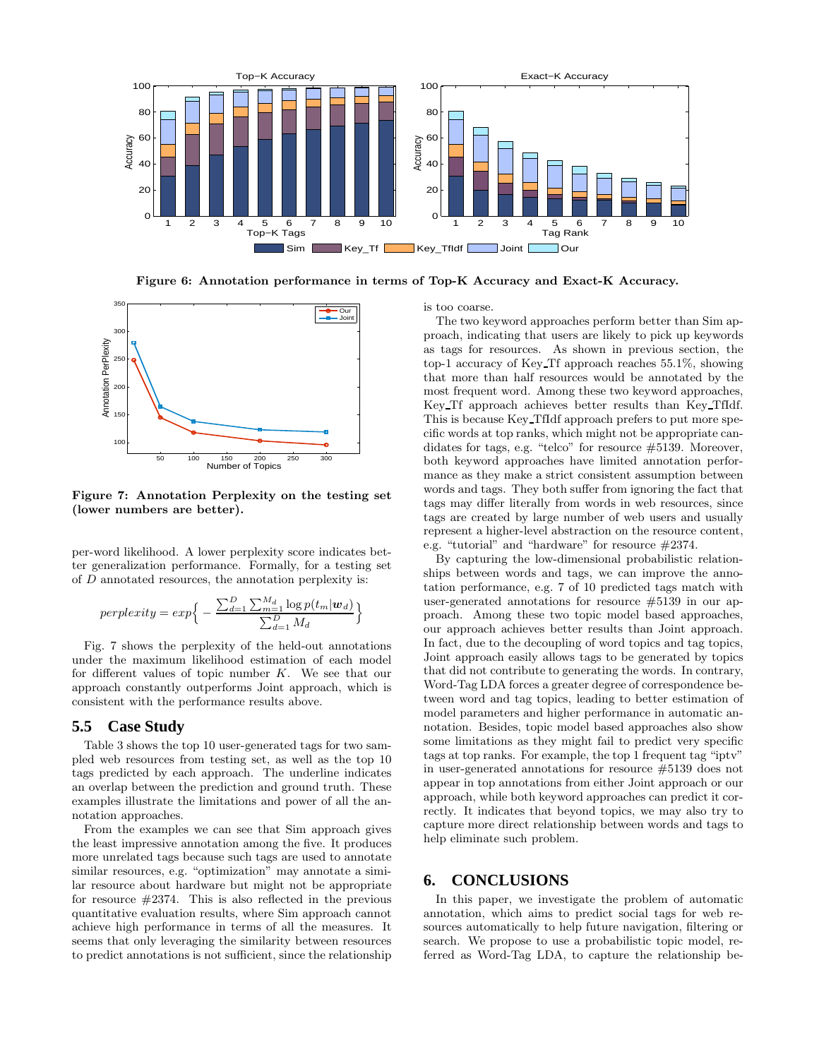**Figure 6: Annotation performance in terms of Top-K Accuracy and Exact-K Accuracy.**

**Figure 7: Annotation Perplexity on the testing set (lower numbers are better).**

per-word likelihood. A lower perplexity score indicates better generalization performance. Formally, for a testing set of $D$ annotated resources, the annotation perplexity is:

$$perplexity = exp\Big\{ - \frac{\sum_{d=1}^{D}\sum_{m=1}^{M_d}\log p(t_m|\boldsymbol{w}_d)}{\sum_{d=1}^{D} M_d}\Big\}$$

Fig. 7 shows the perplexity of the held-out annotations under the maximum likelihood estimation of each model for different values of topic number $K$. We see that our approach constantly outperforms Joint approach, which is consistent with the performance results above.

## 5.5 Case Study

Table 3 shows the top 10 user-generated tags for two sampled web resources from testing set, as well as the top 10 tags predicted by each approach. The underline indicates an overlap between the prediction and ground truth. These examples illustrate the limitations and power of all the annotation approaches.

From the examples we can see that Sim approach gives the least impressive annotation among the five. It produces more unrelated tags because such tags are used to annotate similar resources, e.g. "optimization" may annotate a similar resource about hardware but might not be appropriate for resource #2374. This is also reflected in the previous quantitative evaluation results, where Sim approach cannot achieve high performance in terms of all the measures. It seems that only leveraging the similarity between resources to predict annotations is not sufficient, since the relationship is too coarse.

The two keyword approaches perform better than Sim approach, indicating that users are likely to pick up keywords as tags for resources. As shown in previous section, the top-1 accuracy of Key_Tf approach reaches 55.1%, showing that more than half resources would be annotated by the most frequent word. Among these two keyword approaches, Key_Tf approach achieves better results than Key_TfIdf. This is because Key_TfIdf approach prefers to put more specific words at top ranks, which might not be appropriate candidates for tags, e.g. "telco" for resource #5139. Moreover, both keyword approaches have limited annotation performance as they make a strict consistent assumption between words and tags. They both suffer from ignoring the fact that tags may differ literally from words in web resources, since tags are created by large number of web users and usually represent a higher-level abstraction on the resource content, e.g. "tutorial" and "hardware" for resource #2374.

By capturing the low-dimensional probabilistic relationships between words and tags, we can improve the annotation performance, e.g. 7 of 10 predicted tags match with user-generated annotations for resource #5139 in our approach. Among these two topic model based approaches, our approach achieves better results than Joint approach. In fact, due to the decoupling of word topics and tag topics, Joint approach easily allows tags to be generated by topics that did not contribute to generating the words. In contrary, Word-Tag LDA forces a greater degree of correspondence between word and tag topics, leading to better estimation of model parameters and higher performance in automatic annotation. Besides, topic model based approaches also show some limitations as they might fail to predict very specific tags at top ranks. For example, the top 1 frequent tag "iptv" in user-generated annotations for resource #5139 does not appear in top annotations from either Joint approach or our approach, while both keyword approaches can predict it correctly. It indicates that beyond topics, we may also try to capture more direct relationship between words and tags to help eliminate such problem.

# 6. CONCLUSIONS

In this paper, we investigate the problem of automatic annotation, which aims to predict social tags for web resources automatically to help future navigation, filtering or search. We propose to use a probabilistic topic model, referred as Word-Tag LDA, to capture the relationship be-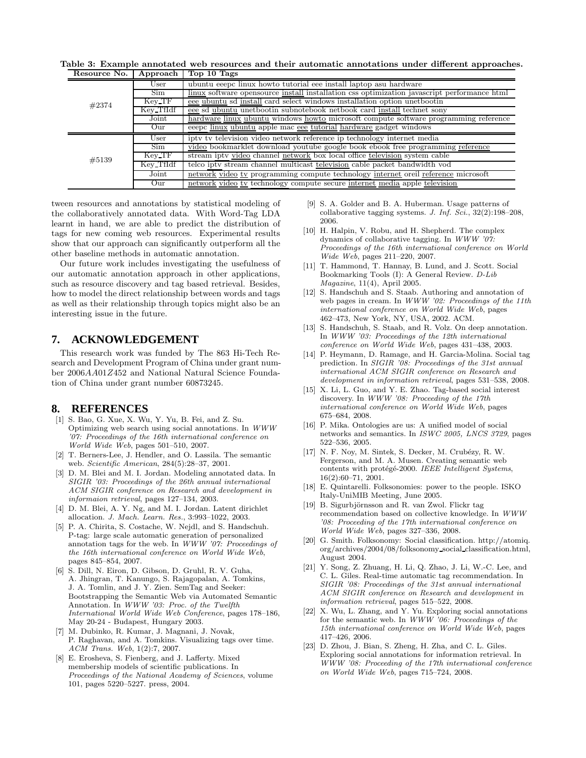Table 3: Example annotated web resources and their automatic annotations under different approaches.

| Resource No. | Approach | Top 10 Tags |
|---|---|---|
| #2374 | User | ubuntu eeepc linux howto tutorial eee install laptop asu hardware |
| | Sim | linux software opensource install installation css optimization javascript performance html |
| | Key_TF | eee ubuntu sd install card select windows installation option unetbootin |
| | Key_TfIdf | eee sd ubuntu unetbootin subnotebook netbook card install technet sony |
| | Joint | hardware linux ubuntu windows howto microsoft compute software programming reference |
| | Our | eeepc linux ubuntu apple mac eee tutorial hardware gadget windows |
| #5139 | User | iptv tv television video network reference ip technology internet media |
| | Sim | video bookmarklet download youtube google book ebook free programming reference |
| | Key_TF | stream iptv video channel network box local office television system cable |
| | Key_TfIdf | telco iptv stream channel multicast television cable packet bandwidth vod |
| | Joint | network video tv programming compute technology internet oreil reference microsoft |
| | Our | network video tv technology compute secure internet media apple television |

tween resources and annotations by statistical modeling of the collaboratively annotated data. With Word-Tag LDA learnt in hand, we are able to predict the distribution of tags for new coming web resources. Experimental results show that our approach can significantly outperform all the other baseline methods in automatic annotation.

Our future work includes investigating the usefulness of our automatic annotation approach in other applications, such as resource discovery and tag based retrieval. Besides, how to model the direct relationship between words and tags as well as their relationship through topics might also be an interesting issue in the future.

## 7. ACKNOWLEDGEMENT

This research work was funded by The 863 Hi-Tech Research and Development Program of China under grant number $2006AA01Z452$ and National Natural Science Foundation of China under grant number 60873245.

## 8. REFERENCES

[1] S. Bao, G. Xue, X. Wu, Y. Yu, B. Fei, and Z. Su. Optimizing web search using social annotations. In *WWW '07: Proceedings of the 16th international conference on World Wide Web*, pages 501–510, 2007.

[2] T. Berners-Lee, J. Hendler, and O. Lassila. The semantic web. *Scientific American*, 284(5):28–37, 2001.

[3] D. M. Blei and M. I. Jordan. Modeling annotated data. In *SIGIR '03: Proceedings of the 26th annual international ACM SIGIR conference on Research and development in informaion retrieval*, pages 127–134, 2003.

[4] D. M. Blei, A. Y. Ng, and M. I. Jordan. Latent dirichlet allocation. *J. Mach. Learn. Res.*, 3:993–1022, 2003.

[5] P. A. Chirita, S. Costache, W. Nejdl, and S. Handschuh. P-tag: large scale automatic generation of personalized annotation tags for the web. In *WWW '07: Proceedings of the 16th international conference on World Wide Web*, pages 845–854, 2007.

[6] S. Dill, N. Eiron, D. Gibson, D. Gruhl, R. V. Guha, A. Jhingran, T. Kanungo, S. Rajagopalan, A. Tomkins, J. A. Tomlin, and J. Y. Zien. SemTag and Seeker: Bootstrapping the Semantic Web via Automated Semantic Annotation. In *WWW '03: Proc. of the Twelfth International World Wide Web Conference*, pages 178–186, May 20-24 - Budapest, Hungary 2003.

[7] M. Dubinko, R. Kumar, J. Magnani, J. Novak, P. Raghavan, and A. Tomkins. Visualizing tags over time. *ACM Trans. Web*, 1(2):7, 2007.

[8] E. Erosheva, S. Fienberg, and J. Lafferty. Mixed membership models of scientific publications. In *Proceedings of the National Academy of Sciences*, volume 101, pages 5220–5227. press, 2004.

[9] S. A. Golder and B. A. Huberman. Usage patterns of collaborative tagging systems. *J. Inf. Sci.*, 32(2):198–208, 2006.

[10] H. Halpin, V. Robu, and H. Shepherd. The complex dynamics of collaborative tagging. In *WWW '07: Proceedings of the 16th international conference on World Wide Web*, pages 211–220, 2007.

[11] T. Hammond, T. Hannay, B. Lund, and J. Scott. Social Bookmarking Tools (I): A General Review. *D-Lib Magazine*, 11(4), April 2005.

[12] S. Handschuh and S. Staab. Authoring and annotation of web pages in cream. In *WWW '02: Proceedings of the 11th international conference on World Wide Web*, pages 462–473, New York, NY, USA, 2002. ACM.

[13] S. Handschuh, S. Staab, and R. Volz. On deep annotation. In *WWW '03: Proceedings of the 12th international conference on World Wide Web*, pages 431–438, 2003.

[14] P. Heymann, D. Ramage, and H. Garcia-Molina. Social tag prediction. In *SIGIR '08: Proceedings of the 31st annual international ACM SIGIR conference on Research and development in information retrieval*, pages 531–538, 2008.

[15] X. Li, L. Guo, and Y. E. Zhao. Tag-based social interest discovery. In *WWW '08: Proceeding of the 17th international conference on World Wide Web*, pages 675–684, 2008.

[16] P. Mika. Ontologies are us: A unified model of social networks and semantics. In *ISWC 2005, LNCS 3729*, pages 522–536, 2005.

[17] N. F. Noy, M. Sintek, S. Decker, M. Crubézy, R. W. Fergerson, and M. A. Musen. Creating semantic web contents with protégé-2000. *IEEE Intelligent Systems*, 16(2):60–71, 2001.

[18] E. Quintarelli. Folksonomies: power to the people. ISKO Italy-UniMIB Meeting, June 2005.

[19] B. Sigurbjörnsson and R. van Zwol. Flickr tag recommendation based on collective knowledge. In *WWW '08: Proceeding of the 17th international conference on World Wide Web*, pages 327–336, 2008.

[20] G. Smith. Folksonomy: Social classification. http://atomiq.org/archives/2004/08/folksonomy_social_classification.html, August 2004.

[21] Y. Song, Z. Zhuang, H. Li, Q. Zhao, J. Li, W.-C. Lee, and C. L. Giles. Real-time automatic tag recommendation. In *SIGIR '08: Proceedings of the 31st annual international ACM SIGIR conference on Research and development in information retrieval*, pages 515–522, 2008.

[22] X. Wu, L. Zhang, and Y. Yu. Exploring social annotations for the semantic web. In *WWW '06: Proceedings of the 15th international conference on World Wide Web*, pages 417–426, 2006.

[23] D. Zhou, J. Bian, S. Zheng, H. Zha, and C. L. Giles. Exploring social annotations for information retrieval. In *WWW '08: Proceeding of the 17th international conference on World Wide Web*, pages 715–724, 2008.